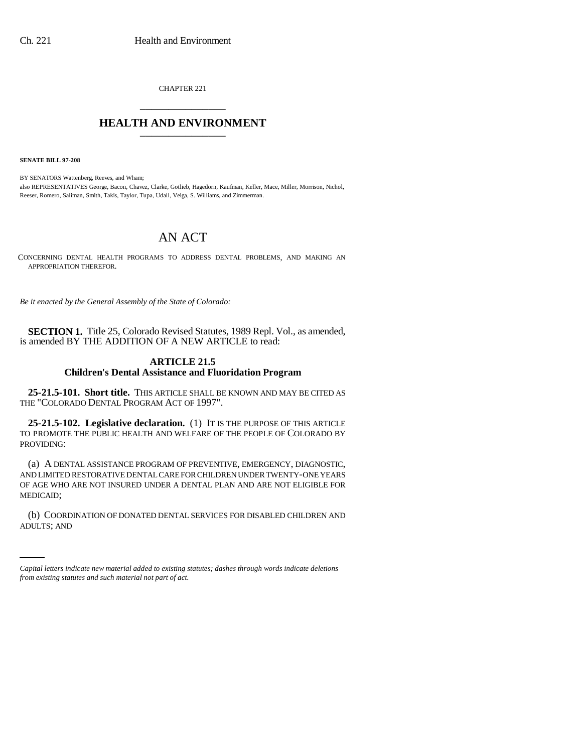CHAPTER 221

# HEALTH AND ENVIRONMENT

**SENATE BILL 97-208**

BY SENATORS Wattenberg, Reeves, and Wham;
also REPRESENTATIVES George, Bacon, Chavez, Clarke, Gotlieb, Hagedorn, Kaufman, Keller, Mace, Miller, Morrison, Nichol, Reeser, Romero, Saliman, Smith, Takis, Taylor, Tupa, Udall, Veiga, S. Williams, and Zimmerman.

## AN ACT

CONCERNING DENTAL HEALTH PROGRAMS TO ADDRESS DENTAL PROBLEMS, AND MAKING AN APPROPRIATION THEREFOR.

*Be it enacted by the General Assembly of the State of Colorado:*

**SECTION 1.** Title 25, Colorado Revised Statutes, 1989 Repl. Vol., as amended, is amended BY THE ADDITION OF A NEW ARTICLE to read:

### ARTICLE 21.5
### Children's Dental Assistance and Fluoridation Program

**25-21.5-101. Short title.** THIS ARTICLE SHALL BE KNOWN AND MAY BE CITED AS THE "COLORADO DENTAL PROGRAM ACT OF 1997".

**25-21.5-102. Legislative declaration.** (1) IT IS THE PURPOSE OF THIS ARTICLE TO PROMOTE THE PUBLIC HEALTH AND WELFARE OF THE PEOPLE OF COLORADO BY PROVIDING:

(a) A DENTAL ASSISTANCE PROGRAM OF PREVENTIVE, EMERGENCY, DIAGNOSTIC, AND LIMITED RESTORATIVE DENTAL CARE FOR CHILDREN UNDER TWENTY-ONE YEARS OF AGE WHO ARE NOT INSURED UNDER A DENTAL PLAN AND ARE NOT ELIGIBLE FOR MEDICAID;

(b) COORDINATION OF DONATED DENTAL SERVICES FOR DISABLED CHILDREN AND ADULTS; AND

*Capital letters indicate new material added to existing statutes; dashes through words indicate deletions from existing statutes and such material not part of act.*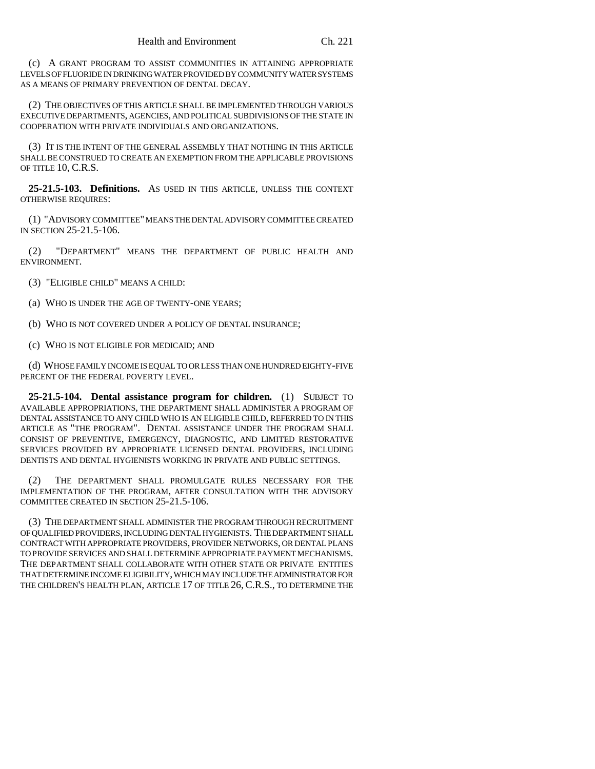(c) A GRANT PROGRAM TO ASSIST COMMUNITIES IN ATTAINING APPROPRIATE LEVELS OF FLUORIDE IN DRINKING WATER PROVIDED BY COMMUNITY WATER SYSTEMS AS A MEANS OF PRIMARY PREVENTION OF DENTAL DECAY.

(2) THE OBJECTIVES OF THIS ARTICLE SHALL BE IMPLEMENTED THROUGH VARIOUS EXECUTIVE DEPARTMENTS, AGENCIES, AND POLITICAL SUBDIVISIONS OF THE STATE IN COOPERATION WITH PRIVATE INDIVIDUALS AND ORGANIZATIONS.

(3) IT IS THE INTENT OF THE GENERAL ASSEMBLY THAT NOTHING IN THIS ARTICLE SHALL BE CONSTRUED TO CREATE AN EXEMPTION FROM THE APPLICABLE PROVISIONS OF TITLE 10, C.R.S.

**25-21.5-103. Definitions.** AS USED IN THIS ARTICLE, UNLESS THE CONTEXT OTHERWISE REQUIRES:

(1) "ADVISORY COMMITTEE" MEANS THE DENTAL ADVISORY COMMITTEE CREATED IN SECTION 25-21.5-106.

(2) "DEPARTMENT" MEANS THE DEPARTMENT OF PUBLIC HEALTH AND ENVIRONMENT.

(3) "ELIGIBLE CHILD" MEANS A CHILD:

(a) WHO IS UNDER THE AGE OF TWENTY-ONE YEARS;

(b) WHO IS NOT COVERED UNDER A POLICY OF DENTAL INSURANCE;

(c) WHO IS NOT ELIGIBLE FOR MEDICAID; AND

(d) WHOSE FAMILY INCOME IS EQUAL TO OR LESS THAN ONE HUNDRED EIGHTY-FIVE PERCENT OF THE FEDERAL POVERTY LEVEL.

**25-21.5-104. Dental assistance program for children.** (1) SUBJECT TO AVAILABLE APPROPRIATIONS, THE DEPARTMENT SHALL ADMINISTER A PROGRAM OF DENTAL ASSISTANCE TO ANY CHILD WHO IS AN ELIGIBLE CHILD, REFERRED TO IN THIS ARTICLE AS "THE PROGRAM". DENTAL ASSISTANCE UNDER THE PROGRAM SHALL CONSIST OF PREVENTIVE, EMERGENCY, DIAGNOSTIC, AND LIMITED RESTORATIVE SERVICES PROVIDED BY APPROPRIATE LICENSED DENTAL PROVIDERS, INCLUDING DENTISTS AND DENTAL HYGIENISTS WORKING IN PRIVATE AND PUBLIC SETTINGS.

(2) THE DEPARTMENT SHALL PROMULGATE RULES NECESSARY FOR THE IMPLEMENTATION OF THE PROGRAM, AFTER CONSULTATION WITH THE ADVISORY COMMITTEE CREATED IN SECTION 25-21.5-106.

(3) THE DEPARTMENT SHALL ADMINISTER THE PROGRAM THROUGH RECRUITMENT OF QUALIFIED PROVIDERS, INCLUDING DENTAL HYGIENISTS. THE DEPARTMENT SHALL CONTRACT WITH APPROPRIATE PROVIDERS, PROVIDER NETWORKS, OR DENTAL PLANS TO PROVIDE SERVICES AND SHALL DETERMINE APPROPRIATE PAYMENT MECHANISMS. THE DEPARTMENT SHALL COLLABORATE WITH OTHER STATE OR PRIVATE ENTITIES THAT DETERMINE INCOME ELIGIBILITY, WHICH MAY INCLUDE THE ADMINISTRATOR FOR THE CHILDREN'S HEALTH PLAN, ARTICLE 17 OF TITLE 26, C.R.S., TO DETERMINE THE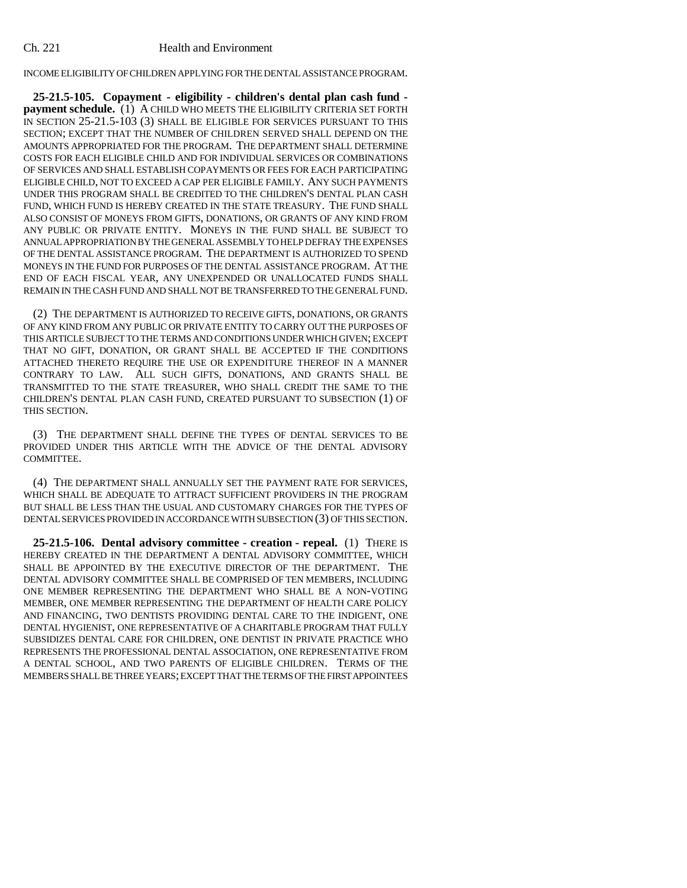INCOME ELIGIBILITY OF CHILDREN APPLYING FOR THE DENTAL ASSISTANCE PROGRAM.

**25-21.5-105. Copayment - eligibility - children's dental plan cash fund - payment schedule.** (1) A CHILD WHO MEETS THE ELIGIBILITY CRITERIA SET FORTH IN SECTION 25-21.5-103 (3) SHALL BE ELIGIBLE FOR SERVICES PURSUANT TO THIS SECTION; EXCEPT THAT THE NUMBER OF CHILDREN SERVED SHALL DEPEND ON THE AMOUNTS APPROPRIATED FOR THE PROGRAM. THE DEPARTMENT SHALL DETERMINE COSTS FOR EACH ELIGIBLE CHILD AND FOR INDIVIDUAL SERVICES OR COMBINATIONS OF SERVICES AND SHALL ESTABLISH COPAYMENTS OR FEES FOR EACH PARTICIPATING ELIGIBLE CHILD, NOT TO EXCEED A CAP PER ELIGIBLE FAMILY. ANY SUCH PAYMENTS UNDER THIS PROGRAM SHALL BE CREDITED TO THE CHILDREN'S DENTAL PLAN CASH FUND, WHICH FUND IS HEREBY CREATED IN THE STATE TREASURY. THE FUND SHALL ALSO CONSIST OF MONEYS FROM GIFTS, DONATIONS, OR GRANTS OF ANY KIND FROM ANY PUBLIC OR PRIVATE ENTITY. MONEYS IN THE FUND SHALL BE SUBJECT TO ANNUAL APPROPRIATION BY THE GENERAL ASSEMBLY TO HELP DEFRAY THE EXPENSES OF THE DENTAL ASSISTANCE PROGRAM. THE DEPARTMENT IS AUTHORIZED TO SPEND MONEYS IN THE FUND FOR PURPOSES OF THE DENTAL ASSISTANCE PROGRAM. AT THE END OF EACH FISCAL YEAR, ANY UNEXPENDED OR UNALLOCATED FUNDS SHALL REMAIN IN THE CASH FUND AND SHALL NOT BE TRANSFERRED TO THE GENERAL FUND.

(2) THE DEPARTMENT IS AUTHORIZED TO RECEIVE GIFTS, DONATIONS, OR GRANTS OF ANY KIND FROM ANY PUBLIC OR PRIVATE ENTITY TO CARRY OUT THE PURPOSES OF THIS ARTICLE SUBJECT TO THE TERMS AND CONDITIONS UNDER WHICH GIVEN; EXCEPT THAT NO GIFT, DONATION, OR GRANT SHALL BE ACCEPTED IF THE CONDITIONS ATTACHED THERETO REQUIRE THE USE OR EXPENDITURE THEREOF IN A MANNER CONTRARY TO LAW. ALL SUCH GIFTS, DONATIONS, AND GRANTS SHALL BE TRANSMITTED TO THE STATE TREASURER, WHO SHALL CREDIT THE SAME TO THE CHILDREN'S DENTAL PLAN CASH FUND, CREATED PURSUANT TO SUBSECTION (1) OF THIS SECTION.

(3) THE DEPARTMENT SHALL DEFINE THE TYPES OF DENTAL SERVICES TO BE PROVIDED UNDER THIS ARTICLE WITH THE ADVICE OF THE DENTAL ADVISORY COMMITTEE.

(4) THE DEPARTMENT SHALL ANNUALLY SET THE PAYMENT RATE FOR SERVICES, WHICH SHALL BE ADEQUATE TO ATTRACT SUFFICIENT PROVIDERS IN THE PROGRAM BUT SHALL BE LESS THAN THE USUAL AND CUSTOMARY CHARGES FOR THE TYPES OF DENTAL SERVICES PROVIDED IN ACCORDANCE WITH SUBSECTION (3) OF THIS SECTION.

**25-21.5-106. Dental advisory committee - creation - repeal.** (1) THERE IS HEREBY CREATED IN THE DEPARTMENT A DENTAL ADVISORY COMMITTEE, WHICH SHALL BE APPOINTED BY THE EXECUTIVE DIRECTOR OF THE DEPARTMENT. THE DENTAL ADVISORY COMMITTEE SHALL BE COMPRISED OF TEN MEMBERS, INCLUDING ONE MEMBER REPRESENTING THE DEPARTMENT WHO SHALL BE A NON-VOTING MEMBER, ONE MEMBER REPRESENTING THE DEPARTMENT OF HEALTH CARE POLICY AND FINANCING, TWO DENTISTS PROVIDING DENTAL CARE TO THE INDIGENT, ONE DENTAL HYGIENIST, ONE REPRESENTATIVE OF A CHARITABLE PROGRAM THAT FULLY SUBSIDIZES DENTAL CARE FOR CHILDREN, ONE DENTIST IN PRIVATE PRACTICE WHO REPRESENTS THE PROFESSIONAL DENTAL ASSOCIATION, ONE REPRESENTATIVE FROM A DENTAL SCHOOL, AND TWO PARENTS OF ELIGIBLE CHILDREN. TERMS OF THE MEMBERS SHALL BE THREE YEARS; EXCEPT THAT THE TERMS OF THE FIRST APPOINTEES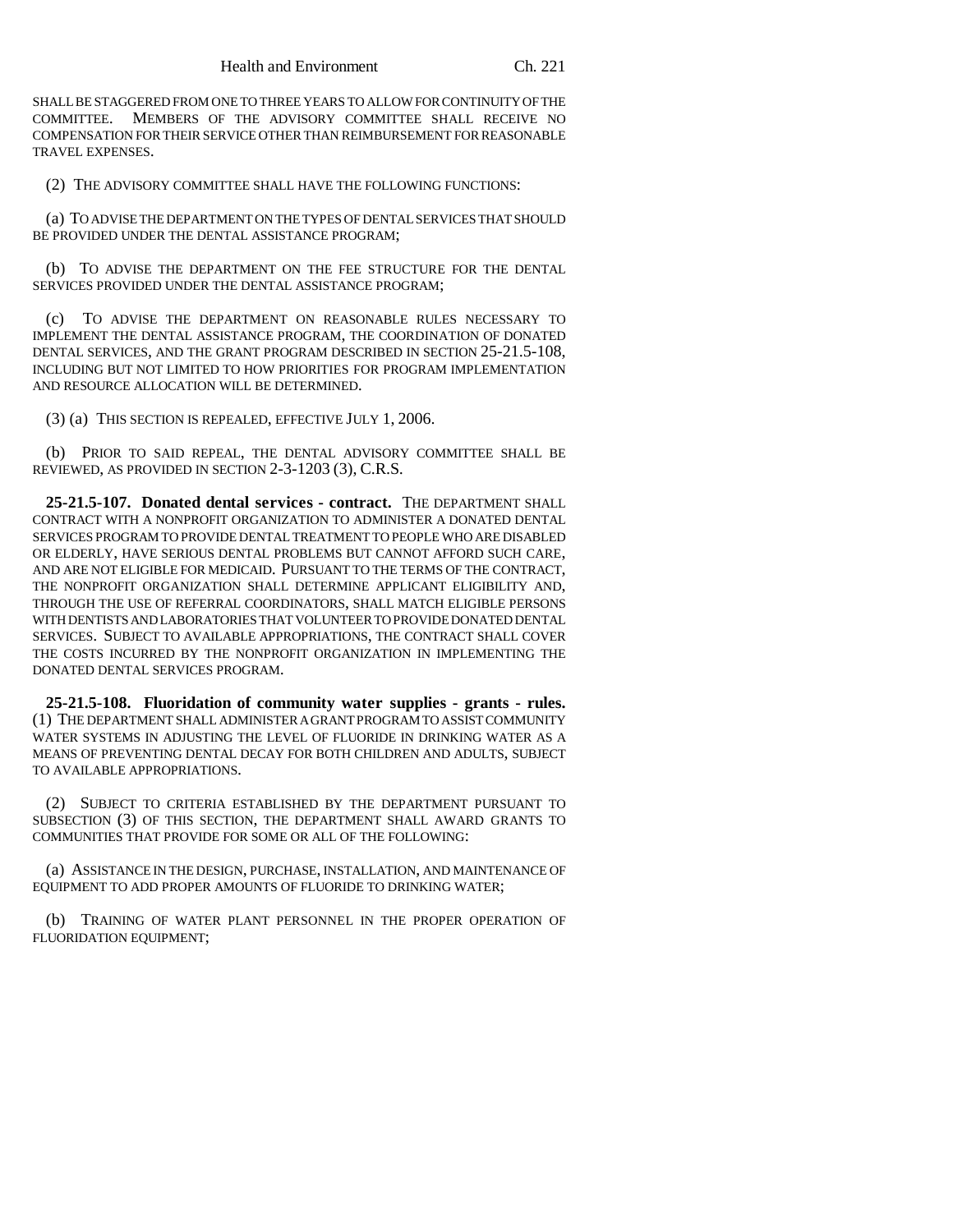SHALL BE STAGGERED FROM ONE TO THREE YEARS TO ALLOW FOR CONTINUITY OF THE COMMITTEE. MEMBERS OF THE ADVISORY COMMITTEE SHALL RECEIVE NO COMPENSATION FOR THEIR SERVICE OTHER THAN REIMBURSEMENT FOR REASONABLE TRAVEL EXPENSES.

(2) THE ADVISORY COMMITTEE SHALL HAVE THE FOLLOWING FUNCTIONS:

(a) TO ADVISE THE DEPARTMENT ON THE TYPES OF DENTAL SERVICES THAT SHOULD BE PROVIDED UNDER THE DENTAL ASSISTANCE PROGRAM;

(b) TO ADVISE THE DEPARTMENT ON THE FEE STRUCTURE FOR THE DENTAL SERVICES PROVIDED UNDER THE DENTAL ASSISTANCE PROGRAM;

(c) TO ADVISE THE DEPARTMENT ON REASONABLE RULES NECESSARY TO IMPLEMENT THE DENTAL ASSISTANCE PROGRAM, THE COORDINATION OF DONATED DENTAL SERVICES, AND THE GRANT PROGRAM DESCRIBED IN SECTION 25-21.5-108, INCLUDING BUT NOT LIMITED TO HOW PRIORITIES FOR PROGRAM IMPLEMENTATION AND RESOURCE ALLOCATION WILL BE DETERMINED.

(3) (a) THIS SECTION IS REPEALED, EFFECTIVE JULY 1, 2006.

(b) PRIOR TO SAID REPEAL, THE DENTAL ADVISORY COMMITTEE SHALL BE REVIEWED, AS PROVIDED IN SECTION 2-3-1203 (3), C.R.S.

**25-21.5-107. Donated dental services - contract.** THE DEPARTMENT SHALL CONTRACT WITH A NONPROFIT ORGANIZATION TO ADMINISTER A DONATED DENTAL SERVICES PROGRAM TO PROVIDE DENTAL TREATMENT TO PEOPLE WHO ARE DISABLED OR ELDERLY, HAVE SERIOUS DENTAL PROBLEMS BUT CANNOT AFFORD SUCH CARE, AND ARE NOT ELIGIBLE FOR MEDICAID. PURSUANT TO THE TERMS OF THE CONTRACT, THE NONPROFIT ORGANIZATION SHALL DETERMINE APPLICANT ELIGIBILITY AND, THROUGH THE USE OF REFERRAL COORDINATORS, SHALL MATCH ELIGIBLE PERSONS WITH DENTISTS AND LABORATORIES THAT VOLUNTEER TO PROVIDE DONATED DENTAL SERVICES. SUBJECT TO AVAILABLE APPROPRIATIONS, THE CONTRACT SHALL COVER THE COSTS INCURRED BY THE NONPROFIT ORGANIZATION IN IMPLEMENTING THE DONATED DENTAL SERVICES PROGRAM.

**25-21.5-108. Fluoridation of community water supplies - grants - rules.** (1) THE DEPARTMENT SHALL ADMINISTER A GRANT PROGRAM TO ASSIST COMMUNITY WATER SYSTEMS IN ADJUSTING THE LEVEL OF FLUORIDE IN DRINKING WATER AS A MEANS OF PREVENTING DENTAL DECAY FOR BOTH CHILDREN AND ADULTS, SUBJECT TO AVAILABLE APPROPRIATIONS.

(2) SUBJECT TO CRITERIA ESTABLISHED BY THE DEPARTMENT PURSUANT TO SUBSECTION (3) OF THIS SECTION, THE DEPARTMENT SHALL AWARD GRANTS TO COMMUNITIES THAT PROVIDE FOR SOME OR ALL OF THE FOLLOWING:

(a) ASSISTANCE IN THE DESIGN, PURCHASE, INSTALLATION, AND MAINTENANCE OF EQUIPMENT TO ADD PROPER AMOUNTS OF FLUORIDE TO DRINKING WATER;

(b) TRAINING OF WATER PLANT PERSONNEL IN THE PROPER OPERATION OF FLUORIDATION EQUIPMENT;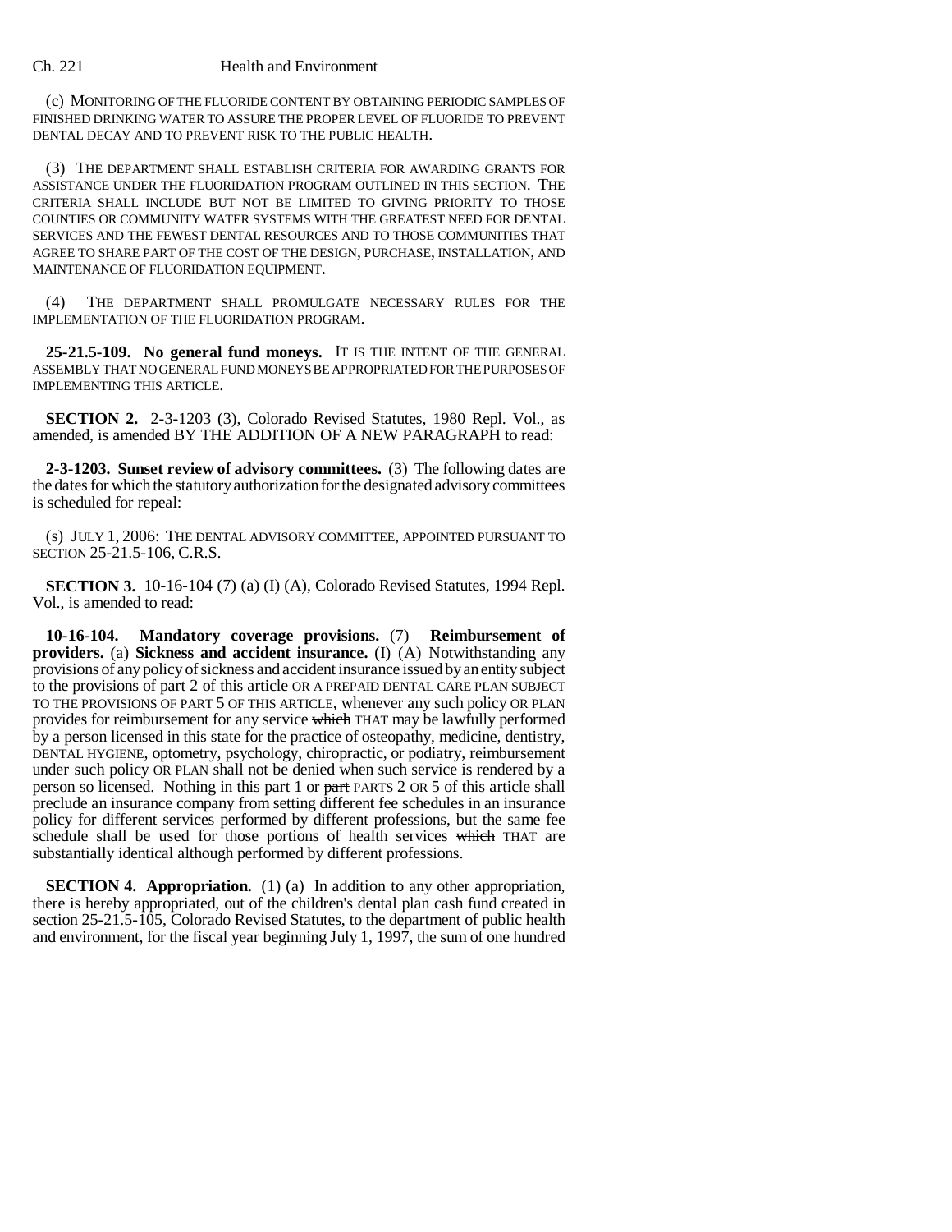(c) MONITORING OF THE FLUORIDE CONTENT BY OBTAINING PERIODIC SAMPLES OF FINISHED DRINKING WATER TO ASSURE THE PROPER LEVEL OF FLUORIDE TO PREVENT DENTAL DECAY AND TO PREVENT RISK TO THE PUBLIC HEALTH.

(3) THE DEPARTMENT SHALL ESTABLISH CRITERIA FOR AWARDING GRANTS FOR ASSISTANCE UNDER THE FLUORIDATION PROGRAM OUTLINED IN THIS SECTION. THE CRITERIA SHALL INCLUDE BUT NOT BE LIMITED TO GIVING PRIORITY TO THOSE COUNTIES OR COMMUNITY WATER SYSTEMS WITH THE GREATEST NEED FOR DENTAL SERVICES AND THE FEWEST DENTAL RESOURCES AND TO THOSE COMMUNITIES THAT AGREE TO SHARE PART OF THE COST OF THE DESIGN, PURCHASE, INSTALLATION, AND MAINTENANCE OF FLUORIDATION EQUIPMENT.

(4) THE DEPARTMENT SHALL PROMULGATE NECESSARY RULES FOR THE IMPLEMENTATION OF THE FLUORIDATION PROGRAM.

**25-21.5-109. No general fund moneys.** IT IS THE INTENT OF THE GENERAL ASSEMBLY THAT NO GENERAL FUND MONEYS BE APPROPRIATED FOR THE PURPOSES OF IMPLEMENTING THIS ARTICLE.

**SECTION 2.** 2-3-1203 (3), Colorado Revised Statutes, 1980 Repl. Vol., as amended, is amended BY THE ADDITION OF A NEW PARAGRAPH to read:

**2-3-1203. Sunset review of advisory committees.** (3) The following dates are the dates for which the statutory authorization for the designated advisory committees is scheduled for repeal:

(s) JULY 1, 2006: THE DENTAL ADVISORY COMMITTEE, APPOINTED PURSUANT TO SECTION 25-21.5-106, C.R.S.

**SECTION 3.** 10-16-104 (7) (a) (I) (A), Colorado Revised Statutes, 1994 Repl. Vol., is amended to read:

**10-16-104. Mandatory coverage provisions.** (7) **Reimbursement of providers.** (a) **Sickness and accident insurance.** (I) (A) Notwithstanding any provisions of any policy of sickness and accident insurance issued by an entity subject to the provisions of part 2 of this article OR A PREPAID DENTAL CARE PLAN SUBJECT TO THE PROVISIONS OF PART 5 OF THIS ARTICLE, whenever any such policy OR PLAN provides for reimbursement for any service ~~which~~ THAT may be lawfully performed by a person licensed in this state for the practice of osteopathy, medicine, dentistry, DENTAL HYGIENE, optometry, psychology, chiropractic, or podiatry, reimbursement under such policy OR PLAN shall not be denied when such service is rendered by a person so licensed. Nothing in this part 1 or ~~part~~ PARTS 2 OR 5 of this article shall preclude an insurance company from setting different fee schedules in an insurance policy for different services performed by different professions, but the same fee schedule shall be used for those portions of health services ~~which~~ THAT are substantially identical although performed by different professions.

**SECTION 4. Appropriation.** (1) (a) In addition to any other appropriation, there is hereby appropriated, out of the children's dental plan cash fund created in section 25-21.5-105, Colorado Revised Statutes, to the department of public health and environment, for the fiscal year beginning July 1, 1997, the sum of one hundred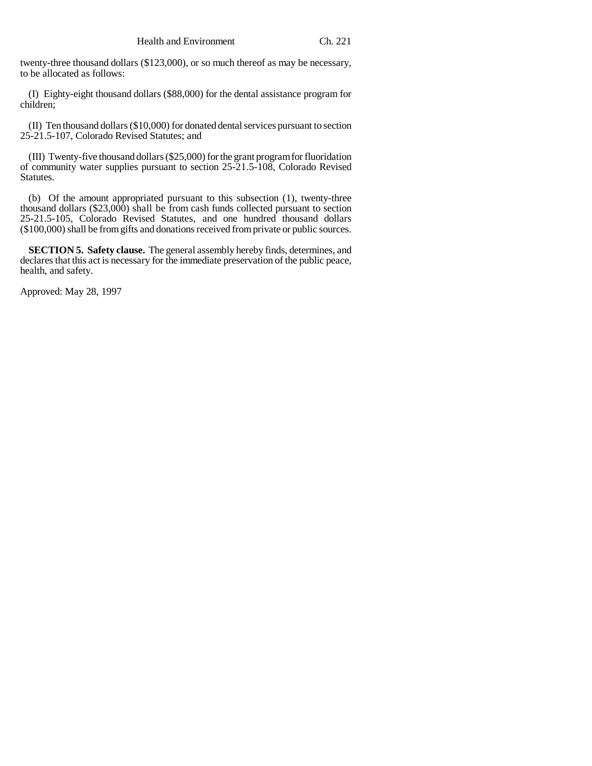twenty-three thousand dollars ($123,000), or so much thereof as may be necessary, to be allocated as follows:

(I) Eighty-eight thousand dollars ($88,000) for the dental assistance program for children;

(II) Ten thousand dollars ($10,000) for donated dental services pursuant to section 25-21.5-107, Colorado Revised Statutes; and

(III) Twenty-five thousand dollars ($25,000) for the grant program for fluoridation of community water supplies pursuant to section 25-21.5-108, Colorado Revised Statutes.

(b) Of the amount appropriated pursuant to this subsection (1), twenty-three thousand dollars ($23,000) shall be from cash funds collected pursuant to section 25-21.5-105, Colorado Revised Statutes, and one hundred thousand dollars ($100,000) shall be from gifts and donations received from private or public sources.

**SECTION 5. Safety clause.** The general assembly hereby finds, determines, and declares that this act is necessary for the immediate preservation of the public peace, health, and safety.

Approved: May 28, 1997